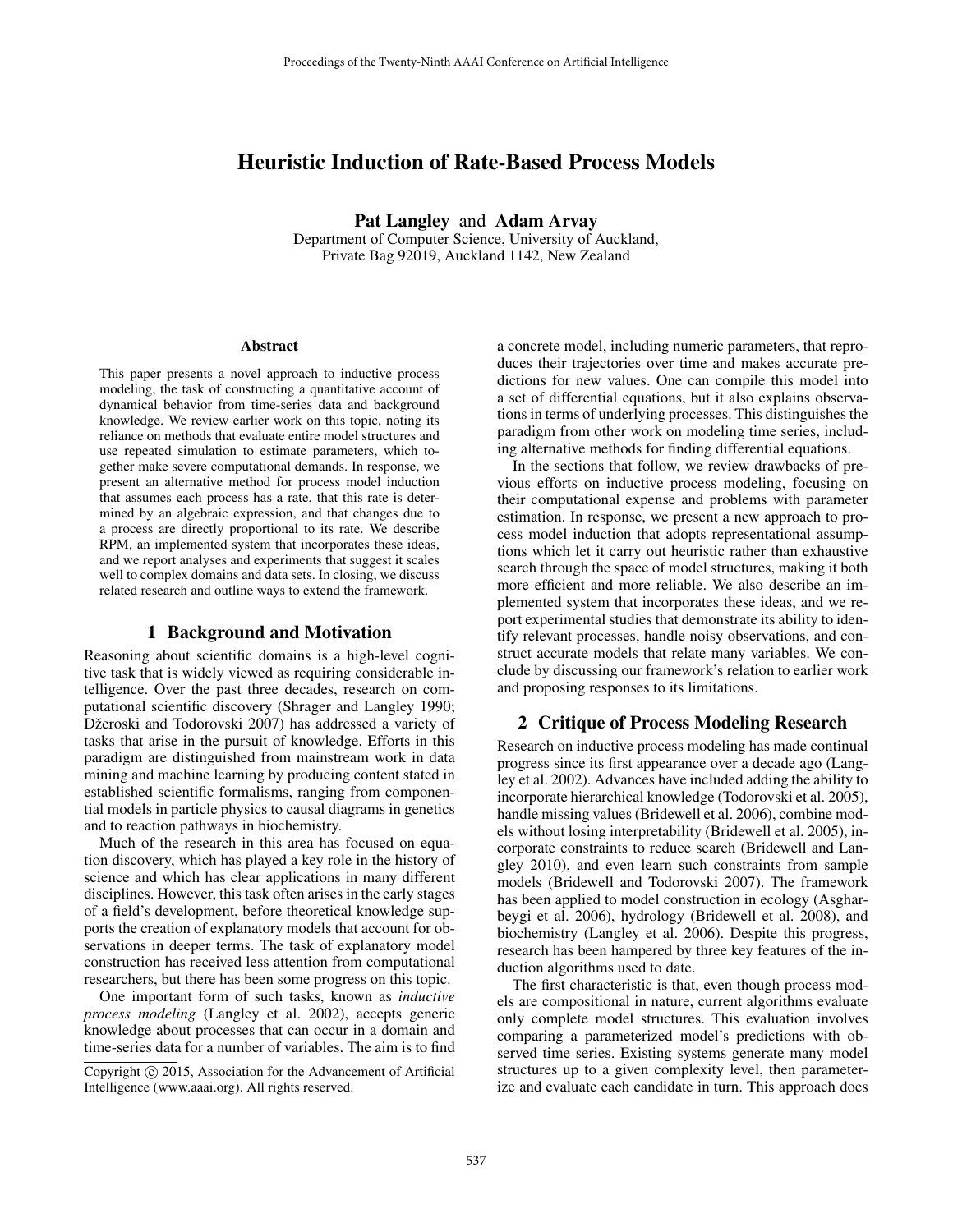# Heuristic Induction of Rate-Based Process Models

**Pat Langley** and **Adam Arvay**
Department of Computer Science, University of Auckland,
Private Bag 92019, Auckland 1142, New Zealand

### Abstract

This paper presents a novel approach to inductive process modeling, the task of constructing a quantitative account of dynamical behavior from time-series data and background knowledge. We review earlier work on this topic, noting its reliance on methods that evaluate entire model structures and use repeated simulation to estimate parameters, which together make severe computational demands. In response, we present an alternative method for process model induction that assumes each process has a rate, that this rate is determined by an algebraic expression, and that changes due to a process are directly proportional to its rate. We describe RPM, an implemented system that incorporates these ideas, and we report analyses and experiments that suggest it scales well to complex domains and data sets. In closing, we discuss related research and outline ways to extend the framework.

## 1 Background and Motivation

Reasoning about scientific domains is a high-level cognitive task that is widely viewed as requiring considerable intelligence. Over the past three decades, research on computational scientific discovery (Shrager and Langley 1990; Džeroski and Todorovski 2007) has addressed a variety of tasks that arise in the pursuit of knowledge. Efforts in this paradigm are distinguished from mainstream work in data mining and machine learning by producing content stated in established scientific formalisms, ranging from componential models in particle physics to causal diagrams in genetics and to reaction pathways in biochemistry.

Much of the research in this area has focused on equation discovery, which has played a key role in the history of science and which has clear applications in many different disciplines. However, this task often arises in the early stages of a field's development, before theoretical knowledge supports the creation of explanatory models that account for observations in deeper terms. The task of explanatory model construction has received less attention from computational researchers, but there has been some progress on this topic.

One important form of such tasks, known as *inductive process modeling* (Langley et al. 2002), accepts generic knowledge about processes that can occur in a domain and time-series data for a number of variables. The aim is to find a concrete model, including numeric parameters, that reproduces their trajectories over time and makes accurate predictions for new values. One can compile this model into a set of differential equations, but it also explains observations in terms of underlying processes. This distinguishes the paradigm from other work on modeling time series, including alternative methods for finding differential equations.

In the sections that follow, we review drawbacks of previous efforts on inductive process modeling, focusing on their computational expense and problems with parameter estimation. In response, we present a new approach to process model induction that adopts representational assumptions which let it carry out heuristic rather than exhaustive search through the space of model structures, making it both more efficient and more reliable. We also describe an implemented system that incorporates these ideas, and we report experimental studies that demonstrate its ability to identify relevant processes, handle noisy observations, and construct accurate models that relate many variables. We conclude by discussing our framework's relation to earlier work and proposing responses to its limitations.

## 2 Critique of Process Modeling Research

Research on inductive process modeling has made continual progress since its first appearance over a decade ago (Langley et al. 2002). Advances have included adding the ability to incorporate hierarchical knowledge (Todorovski et al. 2005), handle missing values (Bridewell et al. 2006), combine models without losing interpretability (Bridewell et al. 2005), incorporate constraints to reduce search (Bridewell and Langley 2010), and even learn such constraints from sample models (Bridewell and Todorovski 2007). The framework has been applied to model construction in ecology (Asgharbeygi et al. 2006), hydrology (Bridewell et al. 2008), and biochemistry (Langley et al. 2006). Despite this progress, research has been hampered by three key features of the induction algorithms used to date.

The first characteristic is that, even though process models are compositional in nature, current algorithms evaluate only complete model structures. This evaluation involves comparing a parameterized model's predictions with observed time series. Existing systems generate many model structures up to a given complexity level, then parameterize and evaluate each candidate in turn. This approach does

Copyright © 2015, Association for the Advancement of Artificial Intelligence (www.aaai.org). All rights reserved.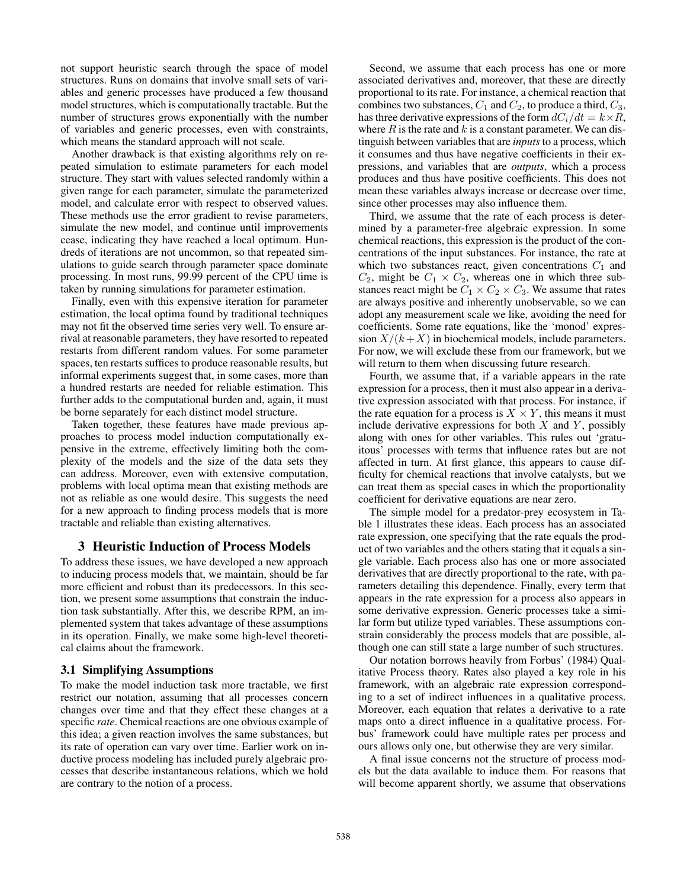not support heuristic search through the space of model structures. Runs on domains that involve small sets of variables and generic processes have produced a few thousand model structures, which is computationally tractable. But the number of structures grows exponentially with the number of variables and generic processes, even with constraints, which means the standard approach will not scale.

Another drawback is that existing algorithms rely on repeated simulation to estimate parameters for each model structure. They start with values selected randomly within a given range for each parameter, simulate the parameterized model, and calculate error with respect to observed values. These methods use the error gradient to revise parameters, simulate the new model, and continue until improvements cease, indicating they have reached a local optimum. Hundreds of iterations are not uncommon, so that repeated simulations to guide search through parameter space dominate processing. In most runs, 99.99 percent of the CPU time is taken by running simulations for parameter estimation.

Finally, even with this expensive iteration for parameter estimation, the local optima found by traditional techniques may not fit the observed time series very well. To ensure arrival at reasonable parameters, they have resorted to repeated restarts from different random values. For some parameter spaces, ten restarts suffices to produce reasonable results, but informal experiments suggest that, in some cases, more than a hundred restarts are needed for reliable estimation. This further adds to the computational burden and, again, it must be borne separately for each distinct model structure.

Taken together, these features have made previous approaches to process model induction computationally expensive in the extreme, effectively limiting both the complexity of the models and the size of the data sets they can address. Moreover, even with extensive computation, problems with local optima mean that existing methods are not as reliable as one would desire. This suggests the need for a new approach to finding process models that is more tractable and reliable than existing alternatives.

## 3 Heuristic Induction of Process Models

To address these issues, we have developed a new approach to inducing process models that, we maintain, should be far more efficient and robust than its predecessors. In this section, we present some assumptions that constrain the induction task substantially. After this, we describe RPM, an implemented system that takes advantage of these assumptions in its operation. Finally, we make some high-level theoretical claims about the framework.

### 3.1 Simplifying Assumptions

To make the model induction task more tractable, we first restrict our notation, assuming that all processes concern changes over time and that they effect these changes at a specific *rate*. Chemical reactions are one obvious example of this idea; a given reaction involves the same substances, but its rate of operation can vary over time. Earlier work on inductive process modeling has included purely algebraic processes that describe instantaneous relations, which we hold are contrary to the notion of a process.

Second, we assume that each process has one or more associated derivatives and, moreover, that these are directly proportional to its rate. For instance, a chemical reaction that combines two substances, $C_1$ and $C_2$, to produce a third, $C_3$, has three derivative expressions of the form $dC_i/dt = k \times R$, where $R$ is the rate and $k$ is a constant parameter. We can distinguish between variables that are *inputs* to a process, which it consumes and thus have negative coefficients in their expressions, and variables that are *outputs*, which a process produces and thus have positive coefficients. This does not mean these variables always increase or decrease over time, since other processes may also influence them.

Third, we assume that the rate of each process is determined by a parameter-free algebraic expression. In some chemical reactions, this expression is the product of the concentrations of the input substances. For instance, the rate at which two substances react, given concentrations $C_1$ and $C_2$, might be $C_1 \times C_2$, whereas one in which three substances react might be $C_1 \times C_2 \times C_3$. We assume that rates are always positive and inherently unobservable, so we can adopt any measurement scale we like, avoiding the need for coefficients. Some rate equations, like the 'monod' expression $X/(k+X)$ in biochemical models, include parameters. For now, we will exclude these from our framework, but we will return to them when discussing future research.

Fourth, we assume that, if a variable appears in the rate expression for a process, then it must also appear in a derivative expression associated with that process. For instance, if the rate equation for a process is $X \times Y$, this means it must include derivative expressions for both $X$ and $Y$, possibly along with ones for other variables. This rules out 'gratuitous' processes with terms that influence rates but are not affected in turn. At first glance, this appears to cause difficulty for chemical reactions that involve catalysts, but we can treat them as special cases in which the proportionality coefficient for derivative equations are near zero.

The simple model for a predator-prey ecosystem in Table 1 illustrates these ideas. Each process has an associated rate expression, one specifying that the rate equals the product of two variables and the others stating that it equals a single variable. Each process also has one or more associated derivatives that are directly proportional to the rate, with parameters detailing this dependence. Finally, every term that appears in the rate expression for a process also appears in some derivative expression. Generic processes take a similar form but utilize typed variables. These assumptions constrain considerably the process models that are possible, although one can still state a large number of such structures.

Our notation borrows heavily from Forbus' (1984) Qualitative Process theory. Rates also played a key role in his framework, with an algebraic rate expression corresponding to a set of indirect influences in a qualitative process. Moreover, each equation that relates a derivative to a rate maps onto a direct influence in a qualitative process. Forbus' framework could have multiple rates per process and ours allows only one, but otherwise they are very similar.

A final issue concerns not the structure of process models but the data available to induce them. For reasons that will become apparent shortly, we assume that observations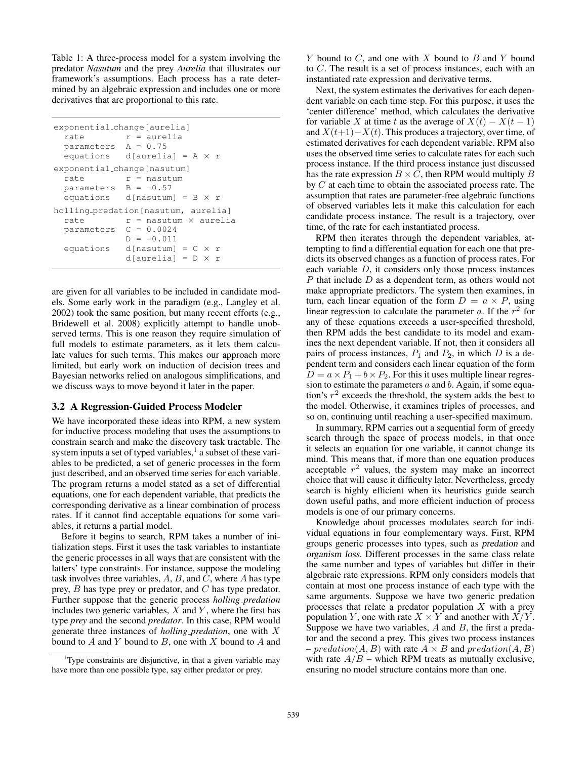Table 1: A three-process model for a system involving the predator *Nasutum* and the prey *Aurelia* that illustrates our framework's assumptions. Each process has a rate determined by an algebraic expression and includes one or more derivatives that are proportional to this rate.

```
exponential_change[aurelia]
  rate        r = aurelia
  parameters  A = 0.75
  equations   d[aurelia] = A × r
exponential_change[nasutum]
  rate        r = nasutum
  parameters  B = -0.57
  equations   d[nasutum] = B × r
holling_predation[nasutum, aurelia]
  rate        r = nasutum × aurelia
  parameters  C = 0.0024
              D = -0.011
  equations   d[nasutum] = C × r
              d[aurelia] = D × r
```

are given for all variables to be included in candidate models. Some early work in the paradigm (e.g., Langley et al. 2002) took the same position, but many recent efforts (e.g., Bridewell et al. 2008) explicitly attempt to handle unobserved terms. This is one reason they require simulation of full models to estimate parameters, as it lets them calculate values for such terms. This makes our approach more limited, but early work on induction of decision trees and Bayesian networks relied on analogous simplifications, and we discuss ways to move beyond it later in the paper.

### 3.2 A Regression-Guided Process Modeler

We have incorporated these ideas into RPM, a new system for inductive process modeling that uses the assumptions to constrain search and make the discovery task tractable. The system inputs a set of typed variables,[1] a subset of these variables to be predicted, a set of generic processes in the form just described, and an observed time series for each variable. The program returns a model stated as a set of differential equations, one for each dependent variable, that predicts the corresponding derivative as a linear combination of process rates. If it cannot find acceptable equations for some variables, it returns a partial model.

Before it begins to search, RPM takes a number of initialization steps. First it uses the task variables to instantiate the generic processes in all ways that are consistent with the latters' type constraints. For instance, suppose the modeling task involves three variables, $A$, $B$, and $C$, where $A$ has type prey, $B$ has type prey or predator, and $C$ has type predator. Further suppose that the generic process *holling_predation* includes two generic variables, $X$ and $Y$, where the first has type *prey* and the second *predator*. In this case, RPM would generate three instances of *holling_predation*, one with $X$ bound to $A$ and $Y$ bound to $B$, one with $X$ bound to $A$ and $Y$ bound to $C$, and one with $X$ bound to $B$ and $Y$ bound to $C$. The result is a set of process instances, each with an instantiated rate expression and derivative terms.

[1]Type constraints are disjunctive, in that a given variable may have more than one possible type, say either predator or prey.

Next, the system estimates the derivatives for each dependent variable on each time step. For this purpose, it uses the 'center difference' method, which calculates the derivative for variable $X$ at time $t$ as the average of $X(t) - X(t-1)$ and $X(t+1) - X(t)$. This produces a trajectory, over time, of estimated derivatives for each dependent variable. RPM also uses the observed time series to calculate rates for each such process instance. If the third process instance just discussed has the rate expression $B \times C$, then RPM would multiply $B$ by $C$ at each time to obtain the associated process rate. The assumption that rates are parameter-free algebraic functions of observed variables lets it make this calculation for each candidate process instance. The result is a trajectory, over time, of the rate for each instantiated process.

RPM then iterates through the dependent variables, attempting to find a differential equation for each one that predicts its observed changes as a function of process rates. For each variable $D$, it considers only those process instances $P$ that include $D$ as a dependent term, as others would not make appropriate predictors. The system then examines, in turn, each linear equation of the form $D = a \times P$, using linear regression to calculate the parameter $a$. If the $r^2$ for any of these equations exceeds a user-specified threshold, then RPM adds the best candidate to its model and examines the next dependent variable. If not, then it considers all pairs of process instances, $P_1$ and $P_2$, in which $D$ is a dependent term and considers each linear equation of the form $D = a \times P_1 + b \times P_2$. For this it uses multiple linear regression to estimate the parameters $a$ and $b$. Again, if some equation's $r^2$ exceeds the threshold, the system adds the best to the model. Otherwise, it examines triples of processes, and so on, continuing until reaching a user-specified maximum.

In summary, RPM carries out a sequential form of greedy search through the space of process models, in that once it selects an equation for one variable, it cannot change its mind. This means that, if more than one equation produces acceptable $r^2$ values, the system may make an incorrect choice that will cause it difficulty later. Nevertheless, greedy search is highly efficient when its heuristics guide search down useful paths, and more efficient induction of process models is one of our primary concerns.

Knowledge about processes modulates search for individual equations in four complementary ways. First, RPM groups generic processes into types, such as predation and organism loss. Different processes in the same class relate the same number and types of variables but differ in their algebraic rate expressions. RPM only considers models that contain at most one process instance of each type with the same arguments. Suppose we have two generic predation processes that relate a predator population $X$ with a prey population $Y$, one with rate $X \times Y$ and another with $X/Y$. Suppose we have two variables, $A$ and $B$, the first a predator and the second a prey. This gives two process instances – $predation(A, B)$ with rate $A \times B$ and $predation(A, B)$ with rate $A/B$ – which RPM treats as mutually exclusive, ensuring no model structure contains more than one.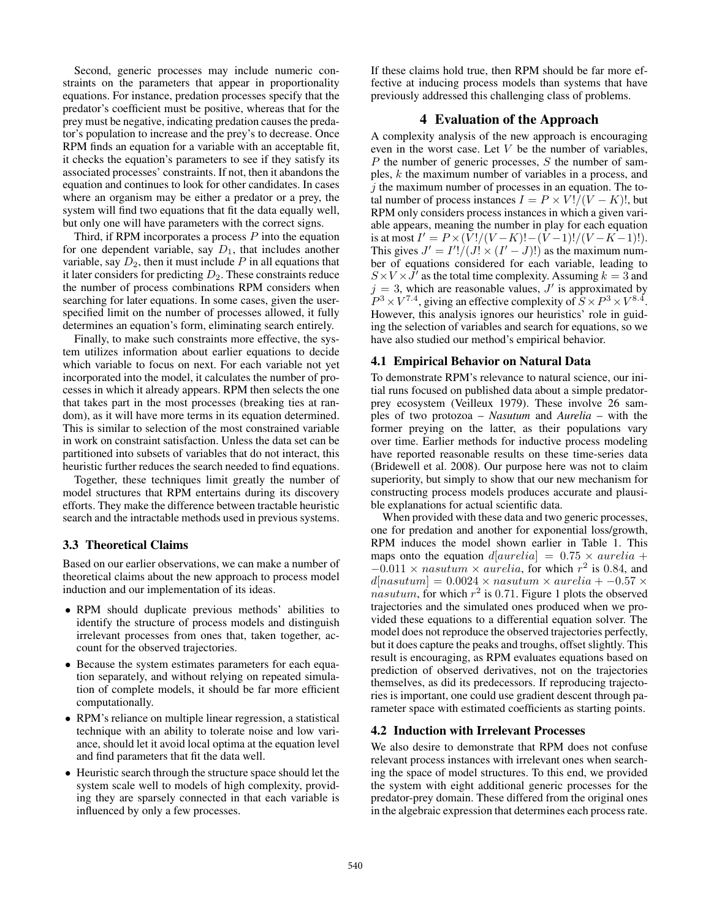Second, generic processes may include numeric constraints on the parameters that appear in proportionality equations. For instance, predation processes specify that the predator's coefficient must be positive, whereas that for the prey must be negative, indicating predation causes the predator's population to increase and the prey's to decrease. Once RPM finds an equation for a variable with an acceptable fit, it checks the equation's parameters to see if they satisfy its associated processes' constraints. If not, then it abandons the equation and continues to look for other candidates. In cases where an organism may be either a predator or a prey, the system will find two equations that fit the data equally well, but only one will have parameters with the correct signs.

Third, if RPM incorporates a process $P$ into the equation for one dependent variable, say $D_1$, that includes another variable, say $D_2$, then it must include $P$ in all equations that it later considers for predicting $D_2$. These constraints reduce the number of process combinations RPM considers when searching for later equations. In some cases, given the user-specified limit on the number of processes allowed, it fully determines an equation's form, eliminating search entirely.

Finally, to make such constraints more effective, the system utilizes information about earlier equations to decide which variable to focus on next. For each variable not yet incorporated into the model, it calculates the number of processes in which it already appears. RPM then selects the one that takes part in the most processes (breaking ties at random), as it will have more terms in its equation determined. This is similar to selection of the most constrained variable in work on constraint satisfaction. Unless the data set can be partitioned into subsets of variables that do not interact, this heuristic further reduces the search needed to find equations.

Together, these techniques limit greatly the number of model structures that RPM entertains during its discovery efforts. They make the difference between tractable heuristic search and the intractable methods used in previous systems.

### 3.3 Theoretical Claims

Based on our earlier observations, we can make a number of theoretical claims about the new approach to process model induction and our implementation of its ideas.

- RPM should duplicate previous methods' abilities to identify the structure of process models and distinguish irrelevant processes from ones that, taken together, account for the observed trajectories.
- Because the system estimates parameters for each equation separately, and without relying on repeated simulation of complete models, it should be far more efficient computationally.
- RPM's reliance on multiple linear regression, a statistical technique with an ability to tolerate noise and low variance, should let it avoid local optima at the equation level and find parameters that fit the data well.
- Heuristic search through the structure space should let the system scale well to models of high complexity, providing they are sparsely connected in that each variable is influenced by only a few processes.

If these claims hold true, then RPM should be far more effective at inducing process models than systems that have previously addressed this challenging class of problems.

## 4 Evaluation of the Approach

A complexity analysis of the new approach is encouraging even in the worst case. Let $V$ be the number of variables, $P$ the number of generic processes, $S$ the number of samples, $k$ the maximum number of variables in a process, and $j$ the maximum number of processes in an equation. The total number of process instances $I = P \times V!/(V-K)!$, but RPM only considers process instances in which a given variable appears, meaning the number in play for each equation is at most $I' = P \times (V!/(V-K)! - (V-1)!/(V-K-1)!)$. This gives $J' = I'!/(J! \times (I'-J)!)$ as the maximum number of equations considered for each variable, leading to $S \times V \times J'$ as the total time complexity. Assuming $k = 3$ and $j = 3$, which are reasonable values, $J'$ is approximated by $P^3 \times V^{7.4}$, giving an effective complexity of $S \times P^3 \times V^{8.4}$. However, this analysis ignores our heuristics' role in guiding the selection of variables and search for equations, so we have also studied our method's empirical behavior.

### 4.1 Empirical Behavior on Natural Data

To demonstrate RPM's relevance to natural science, our initial runs focused on published data about a simple predator-prey ecosystem (Veilleux 1979). These involve 26 samples of two protozoa – *Nasutum* and *Aurelia* – with the former preying on the latter, as their populations vary over time. Earlier methods for inductive process modeling have reported reasonable results on these time-series data (Bridewell et al. 2008). Our purpose here was not to claim superiority, but simply to show that our new mechanism for constructing process models produces accurate and plausible explanations for actual scientific data.

When provided with these data and two generic processes, one for predation and another for exponential loss/growth, RPM induces the model shown earlier in Table 1. This maps onto the equation $d[aurelia] = 0.75 \times aurelia + -0.011 \times nasutum \times aurelia$, for which $r^2$ is 0.84, and $d[nasutum] = 0.0024 \times nasutum \times aurelia + -0.57 \times nasutum$, for which $r^2$ is 0.71. Figure 1 plots the observed trajectories and the simulated ones produced when we provided these equations to a differential equation solver. The model does not reproduce the observed trajectories perfectly, but it does capture the peaks and troughs, offset slightly. This result is encouraging, as RPM evaluates equations based on prediction of observed derivatives, not on the trajectories themselves, as did its predecessors. If reproducing trajectories is important, one could use gradient descent through parameter space with estimated coefficients as starting points.

### 4.2 Induction with Irrelevant Processes

We also desire to demonstrate that RPM does not confuse relevant process instances with irrelevant ones when searching the space of model structures. To this end, we provided the system with eight additional generic processes for the predator-prey domain. These differed from the original ones in the algebraic expression that determines each process rate.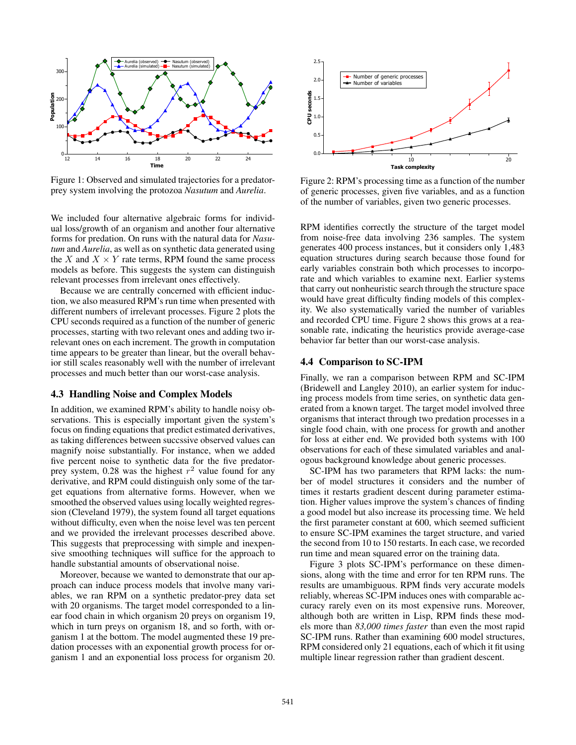Figure 1: Observed and simulated trajectories for a predator-prey system involving the protozoa *Nasutum* and *Aurelia*.

Figure 2: RPM's processing time as a function of the number of generic processes, given five variables, and as a function of the number of variables, given two generic processes.

We included four alternative algebraic forms for individual loss/growth of an organism and another four alternative forms for predation. On runs with the natural data for *Nasutum* and *Aurelia*, as well as on synthetic data generated using the $X$ and $X \times Y$ rate terms, RPM found the same process models as before. This suggests the system can distinguish relevant processes from irrelevant ones effectively.

Because we are centrally concerned with efficient induction, we also measured RPM's run time when presented with different numbers of irrelevant processes. Figure 2 plots the CPU seconds required as a function of the number of generic processes, starting with two relevant ones and adding two irrelevant ones on each increment. The growth in computation time appears to be greater than linear, but the overall behavior still scales reasonably well with the number of irrelevant processes and much better than our worst-case analysis.

### 4.3 Handling Noise and Complex Models

In addition, we examined RPM's ability to handle noisy observations. This is especially important given the system's focus on finding equations that predict estimated derivatives, as taking differences between succssive observed values can magnify noise substantially. For instance, when we added five percent noise to synthetic data for the five predator-prey system, 0.28 was the highest $r^2$ value found for any derivative, and RPM could distinguish only some of the target equations from alternative forms. However, when we smoothed the observed values using locally weighted regression (Cleveland 1979), the system found all target equations without difficulty, even when the noise level was ten percent and we provided the irrelevant processes described above. This suggests that preprocessing with simple and inexpensive smoothing techniques will suffice for the approach to handle substantial amounts of observational noise.

Moreover, because we wanted to demonstrate that our approach can induce process models that involve many variables, we ran RPM on a synthetic predator-prey data set with 20 organisms. The target model corresponded to a linear food chain in which organism 20 preys on organism 19, which in turn preys on organism 18, and so forth, with organism 1 at the bottom. The model augmented these 19 predation processes with an exponential growth process for organism 1 and an exponential loss process for organism 20. RPM identifies correctly the structure of the target model from noise-free data involving 236 samples. The system generates 400 process instances, but it considers only 1,483 equation structures during search because those found for early variables constrain both which processes to incorporate and which variables to examine next. Earlier systems that carry out nonheuristic search through the structure space would have great difficulty finding models of this complexity. We also systematically varied the number of variables and recorded CPU time. Figure 2 shows this grows at a reasonable rate, indicating the heuristics provide average-case behavior far better than our worst-case analysis.

### 4.4 Comparison to SC-IPM

Finally, we ran a comparison between RPM and SC-IPM (Bridewell and Langley 2010), an earlier system for inducing process models from time series, on synthetic data generated from a known target. The target model involved three organisms that interact through two predation processes in a single food chain, with one process for growth and another for loss at either end. We provided both systems with 100 observations for each of these simulated variables and analogous background knowledge about generic processes.

SC-IPM has two parameters that RPM lacks: the number of model structures it considers and the number of times it restarts gradient descent during parameter estimation. Higher values improve the system's chances of finding a good model but also increase its processing time. We held the first parameter constant at 600, which seemed sufficient to ensure SC-IPM examines the target structure, and varied the second from 10 to 150 restarts. In each case, we recorded run time and mean squared error on the training data.

Figure 3 plots SC-IPM's performance on these dimensions, along with the time and error for ten RPM runs. The results are umambiguous. RPM finds very accurate models reliably, whereas SC-IPM induces ones with comparable accuracy rarely even on its most expensive runs. Moreover, although both are written in Lisp, RPM finds these models more than *83,000 times faster* than even the most rapid SC-IPM runs. Rather than examining 600 model structures, RPM considered only 21 equations, each of which it fit using multiple linear regression rather than gradient descent.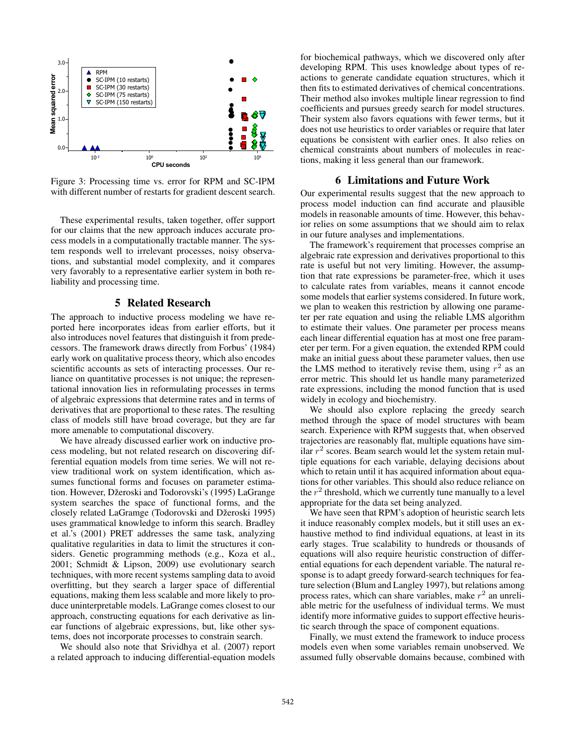Figure 3: Processing time vs. error for RPM and SC-IPM with different number of restarts for gradient descent search.

These experimental results, taken together, offer support for our claims that the new approach induces accurate process models in a computationally tractable manner. The system responds well to irrelevant processes, noisy observations, and substantial model complexity, and it compares very favorably to a representative earlier system in both reliability and processing time.

## 5 Related Research

The approach to inductive process modeling we have reported here incorporates ideas from earlier efforts, but it also introduces novel features that distinguish it from predecessors. The framework draws directly from Forbus' (1984) early work on qualitative process theory, which also encodes scientific accounts as sets of interacting processes. Our reliance on quantitative processes is not unique; the representational innovation lies in reformulating processes in terms of algebraic expressions that determine rates and in terms of derivatives that are proportional to these rates. The resulting class of models still have broad coverage, but they are far more amenable to computational discovery.

We have already discussed earlier work on inductive process modeling, but not related research on discovering differential equation models from time series. We will not review traditional work on system identification, which assumes functional forms and focuses on parameter estimation. However, Džeroski and Todorovski's (1995) LaGrange system searches the space of functional forms, and the closely related LaGramge (Todorovski and Džeroski 1995) uses grammatical knowledge to inform this search. Bradley et al.'s (2001) PRET addresses the same task, analyzing qualitative regularities in data to limit the structures it considers. Genetic programming methods (e.g., Koza et al., 2001; Schmidt & Lipson, 2009) use evolutionary search techniques, with more recent systems sampling data to avoid overfitting, but they search a larger space of differential equations, making them less scalable and more likely to produce uninterpretable models. LaGrange comes closest to our approach, constructing equations for each derivative as linear functions of algebraic expressions, but, like other systems, does not incorporate processes to constrain search.

We should also note that Srividhya et al. (2007) report a related approach to inducing differential-equation models for biochemical pathways, which we discovered only after developing RPM. This uses knowledge about types of reactions to generate candidate equation structures, which it then fits to estimated derivatives of chemical concentrations. Their method also invokes multiple linear regression to find coefficients and pursues greedy search for model structures. Their system also favors equations with fewer terms, but it does not use heuristics to order variables or require that later equations be consistent with earlier ones. It also relies on chemical constraints about numbers of molecules in reactions, making it less general than our framework.

## 6 Limitations and Future Work

Our experimental results suggest that the new approach to process model induction can find accurate and plausible models in reasonable amounts of time. However, this behavior relies on some assumptions that we should aim to relax in our future analyses and implementations.

The framework's requirement that processes comprise an algebraic rate expression and derivatives proportional to this rate is useful but not very limiting. However, the assumption that rate expressions be parameter-free, which it uses to calculate rates from variables, means it cannot encode some models that earlier systems considered. In future work, we plan to weaken this restriction by allowing one parameter per rate equation and using the reliable LMS algorithm to estimate their values. One parameter per process means each linear differential equation has at most one free parameter per term. For a given equation, the extended RPM could make an initial guess about these parameter values, then use the LMS method to iteratively revise them, using $r^2$ as an error metric. This should let us handle many parameterized rate expressions, including the monod function that is used widely in ecology and biochemistry.

We should also explore replacing the greedy search method through the space of model structures with beam search. Experience with RPM suggests that, when observed trajectories are reasonably flat, multiple equations have similar $r^2$ scores. Beam search would let the system retain multiple equations for each variable, delaying decisions about which to retain until it has acquired information about equations for other variables. This should also reduce reliance on the $r^2$ threshold, which we currently tune manually to a level appropriate for the data set being analyzed.

We have seen that RPM's adoption of heuristic search lets it induce reasonably complex models, but it still uses an exhaustive method to find individual equations, at least in its early stages. True scalability to hundreds or thousands of equations will also require heuristic construction of differential equations for each dependent variable. The natural response is to adapt greedy forward-search techniques for feature selection (Blum and Langley 1997), but relations among process rates, which can share variables, make $r^2$ an unreliable metric for the usefulness of individual terms. We must identify more informative guides to support effective heuristic search through the space of component equations.

Finally, we must extend the framework to induce process models even when some variables remain unobserved. We assumed fully observable domains because, combined with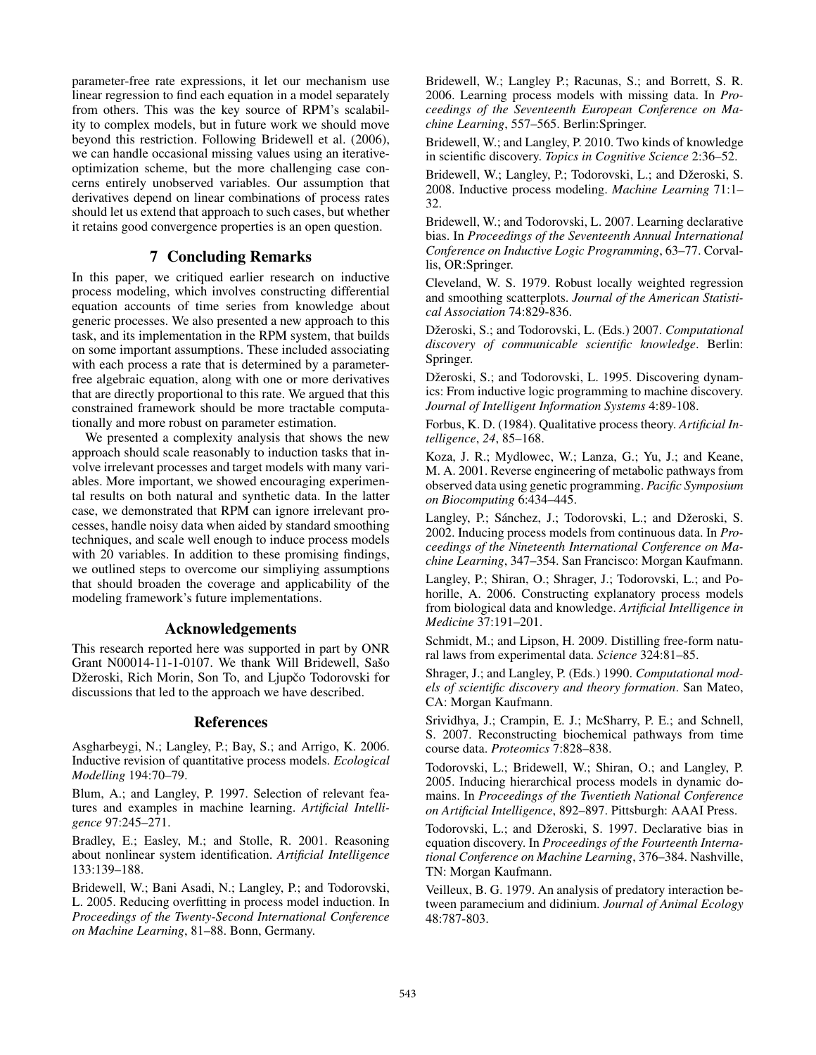parameter-free rate expressions, it let our mechanism use linear regression to find each equation in a model separately from others. This was the key source of RPM's scalability to complex models, but in future work we should move beyond this restriction. Following Bridewell et al. (2006), we can handle occasional missing values using an iterative-optimization scheme, but the more challenging case concerns entirely unobserved variables. Our assumption that derivatives depend on linear combinations of process rates should let us extend that approach to such cases, but whether it retains good convergence properties is an open question.

## 7 Concluding Remarks

In this paper, we critiqued earlier research on inductive process modeling, which involves constructing differential equation accounts of time series from knowledge about generic processes. We also presented a new approach to this task, and its implementation in the RPM system, that builds on some important assumptions. These included associating with each process a rate that is determined by a parameter-free algebraic equation, along with one or more derivatives that are directly proportional to this rate. We argued that this constrained framework should be more tractable computationally and more robust on parameter estimation.

We presented a complexity analysis that shows the new approach should scale reasonably to induction tasks that involve irrelevant processes and target models with many variables. More important, we showed encouraging experimental results on both natural and synthetic data. In the latter case, we demonstrated that RPM can ignore irrelevant processes, handle noisy data when aided by standard smoothing techniques, and scale well enough to induce process models with 20 variables. In addition to these promising findings, we outlined steps to overcome our simpliying assumptions that should broaden the coverage and applicability of the modeling framework's future implementations.

## Acknowledgements

This research reported here was supported in part by ONR Grant N00014-11-1-0107. We thank Will Bridewell, Sašo Džeroski, Rich Morin, Son To, and Ljupčo Todorovski for discussions that led to the approach we have described.

## References

Asgharbeygi, N.; Langley, P.; Bay, S.; and Arrigo, K. 2006. Inductive revision of quantitative process models. *Ecological Modelling* 194:70–79.

Blum, A.; and Langley, P. 1997. Selection of relevant features and examples in machine learning. *Artificial Intelligence* 97:245–271.

Bradley, E.; Easley, M.; and Stolle, R. 2001. Reasoning about nonlinear system identification. *Artificial Intelligence* 133:139–188.

Bridewell, W.; Bani Asadi, N.; Langley, P.; and Todorovski, L. 2005. Reducing overfitting in process model induction. In *Proceedings of the Twenty-Second International Conference on Machine Learning*, 81–88. Bonn, Germany.

Bridewell, W.; Langley P.; Racunas, S.; and Borrett, S. R. 2006. Learning process models with missing data. In *Proceedings of the Seventeenth European Conference on Machine Learning*, 557–565. Berlin:Springer.

Bridewell, W.; and Langley, P. 2010. Two kinds of knowledge in scientific discovery. *Topics in Cognitive Science* 2:36–52.

Bridewell, W.; Langley, P.; Todorovski, L.; and Džeroski, S. 2008. Inductive process modeling. *Machine Learning* 71:1–32.

Bridewell, W.; and Todorovski, L. 2007. Learning declarative bias. In *Proceedings of the Seventeenth Annual International Conference on Inductive Logic Programming*, 63–77. Corvallis, OR:Springer.

Cleveland, W. S. 1979. Robust locally weighted regression and smoothing scatterplots. *Journal of the American Statistical Association* 74:829-836.

Džeroski, S.; and Todorovski, L. (Eds.) 2007. *Computational discovery of communicable scientific knowledge*. Berlin: Springer.

Džeroski, S.; and Todorovski, L. 1995. Discovering dynamics: From inductive logic programming to machine discovery. *Journal of Intelligent Information Systems* 4:89-108.

Forbus, K. D. (1984). Qualitative process theory. *Artificial Intelligence*, *24*, 85–168.

Koza, J. R.; Mydlowec, W.; Lanza, G.; Yu, J.; and Keane, M. A. 2001. Reverse engineering of metabolic pathways from observed data using genetic programming. *Pacific Symposium on Biocomputing* 6:434–445.

Langley, P.; Sánchez, J.; Todorovski, L.; and Džeroski, S. 2002. Inducing process models from continuous data. In *Proceedings of the Nineteenth International Conference on Machine Learning*, 347–354. San Francisco: Morgan Kaufmann.

Langley, P.; Shiran, O.; Shrager, J.; Todorovski, L.; and Pohorille, A. 2006. Constructing explanatory process models from biological data and knowledge. *Artificial Intelligence in Medicine* 37:191–201.

Schmidt, M.; and Lipson, H. 2009. Distilling free-form natural laws from experimental data. *Science* 324:81–85.

Shrager, J.; and Langley, P. (Eds.) 1990. *Computational models of scientific discovery and theory formation*. San Mateo, CA: Morgan Kaufmann.

Srividhya, J.; Crampin, E. J.; McSharry, P. E.; and Schnell, S. 2007. Reconstructing biochemical pathways from time course data. *Proteomics* 7:828–838.

Todorovski, L.; Bridewell, W.; Shiran, O.; and Langley, P. 2005. Inducing hierarchical process models in dynamic domains. In *Proceedings of the Twentieth National Conference on Artificial Intelligence*, 892–897. Pittsburgh: AAAI Press.

Todorovski, L.; and Džeroski, S. 1997. Declarative bias in equation discovery. In *Proceedings of the Fourteenth International Conference on Machine Learning*, 376–384. Nashville, TN: Morgan Kaufmann.

Veilleux, B. G. 1979. An analysis of predatory interaction between paramecium and didinium. *Journal of Animal Ecology* 48:787-803.